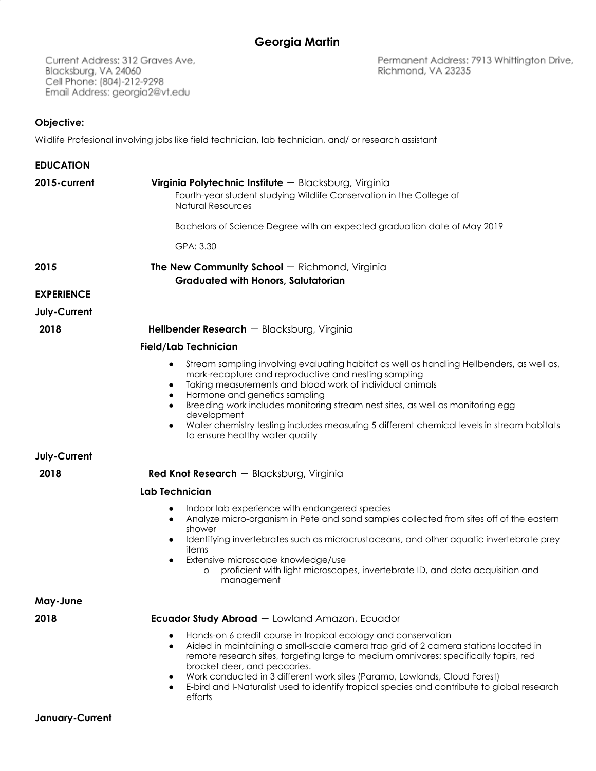# Georgia Martin

Current Address: 312 Graves Ave,
Blacksburg, VA 24060
Cell Phone: (804)-212-9298
Email Address: georgia2@vt.edu

Permanent Address: 7913 Whittington Drive,
Richmond, VA 23235

**Objective:**

Wildlife Profesional involving jobs like field technician, lab technician, and/ or research assistant

## EDUCATION

**2015-current** — **Virginia Polytechnic Institute** — Blacksburg, Virginia

Fourth-year student studying Wildlife Conservation in the College of Natural Resources

Bachelors of Science Degree with an expected graduation date of May 2019

GPA: 3.30

**2015** — **The New Community School** — Richmond, Virginia

**Graduated with Honors, Salutatorian**

## EXPERIENCE

**July-Current 2018** — **Hellbender Research** — Blacksburg, Virginia

**Field/Lab Technician**

- Stream sampling involving evaluating habitat as well as handling Hellbenders, as well as, mark-recapture and reproductive and nesting sampling
- Taking measurements and blood work of individual animals
- Hormone and genetics sampling
- Breeding work includes monitoring stream nest sites, as well as monitoring egg development
- Water chemistry testing includes measuring 5 different chemical levels in stream habitats to ensure healthy water quality

**July-Current 2018** — **Red Knot Research** — Blacksburg, Virginia

**Lab Technician**

- Indoor lab experience with endangered species
- Analyze micro-organism in Pete and sand samples collected from sites off of the eastern shower
- Identifying invertebrates such as microcrustaceans, and other aquatic invertebrate prey items
- Extensive microscope knowledge/use
  - proficient with light microscopes, invertebrate ID, and data acquisition and management

**May-June 2018** — **Ecuador Study Abroad** — Lowland Amazon, Ecuador

- Hands-on 6 credit course in tropical ecology and conservation
- Aided in maintaining a small-scale camera trap grid of 2 camera stations located in remote research sites, targeting large to medium omnivores: specifically tapirs, red brocket deer, and peccaries.
- Work conducted in 3 different work sites (Paramo, Lowlands, Cloud Forest)
- E-bird and I-Naturalist used to identify tropical species and contribute to global research efforts

**January-Current**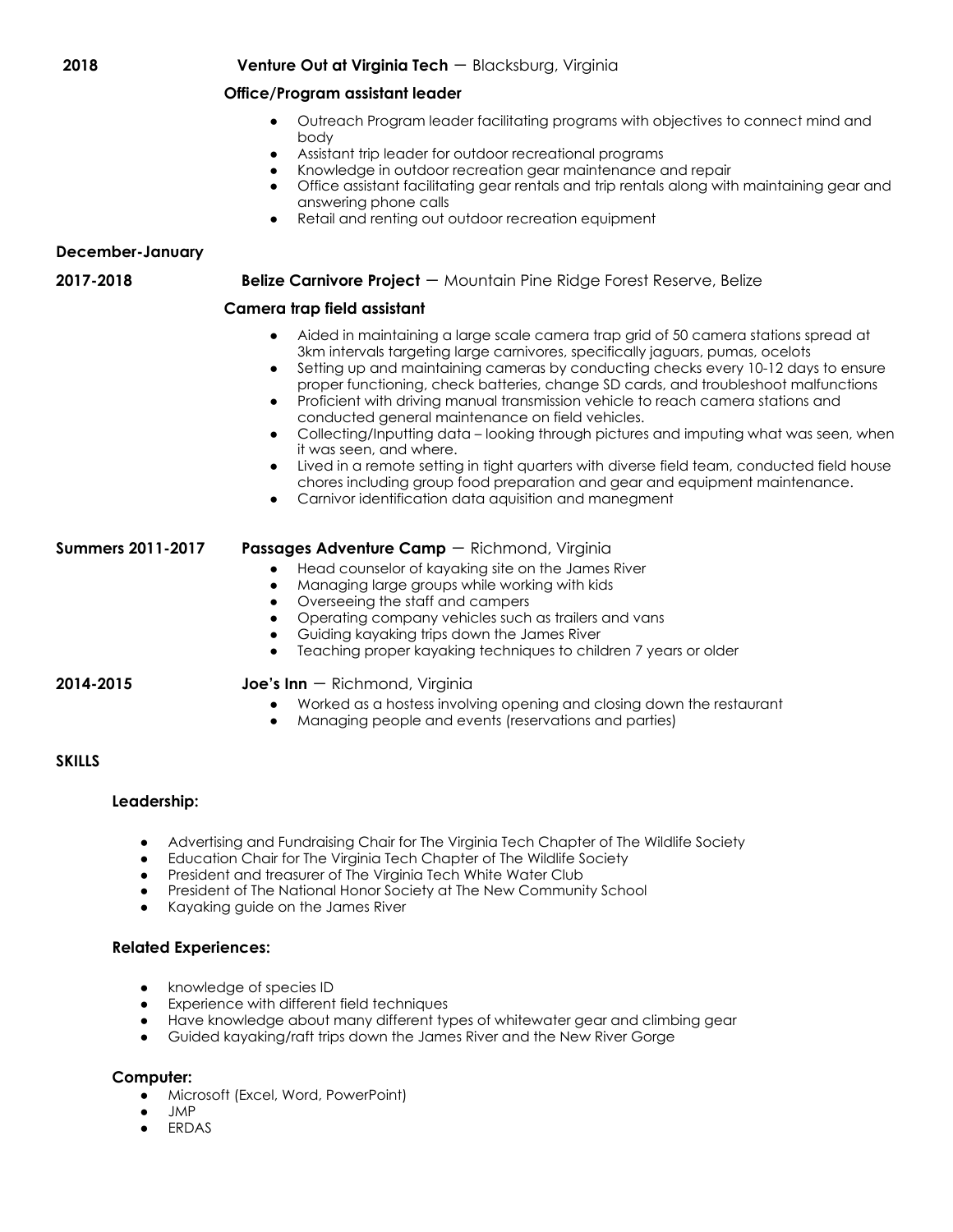**2018** **Venture Out at Virginia Tech** — Blacksburg, Virginia

**Office/Program assistant leader**

- Outreach Program leader facilitating programs with objectives to connect mind and body
- Assistant trip leader for outdoor recreational programs
- Knowledge in outdoor recreation gear maintenance and repair
- Office assistant facilitating gear rentals and trip rentals along with maintaining gear and answering phone calls
- Retail and renting out outdoor recreation equipment

**December-January**

**2017-2018** **Belize Carnivore Project** — Mountain Pine Ridge Forest Reserve, Belize

**Camera trap field assistant**

- Aided in maintaining a large scale camera trap grid of 50 camera stations spread at 3km intervals targeting large carnivores, specifically jaguars, pumas, ocelots
- Setting up and maintaining cameras by conducting checks every 10-12 days to ensure proper functioning, check batteries, change SD cards, and troubleshoot malfunctions
- Proficient with driving manual transmission vehicle to reach camera stations and conducted general maintenance on field vehicles.
- Collecting/Inputting data – looking through pictures and imputing what was seen, when it was seen, and where.
- Lived in a remote setting in tight quarters with diverse field team, conducted field house chores including group food preparation and gear and equipment maintenance.
- Carnivor identification data aquisition and manegment

**Summers 2011-2017** **Passages Adventure Camp** — Richmond, Virginia

- Head counselor of kayaking site on the James River
- Managing large groups while working with kids
- Overseeing the staff and campers
- Operating company vehicles such as trailers and vans
- Guiding kayaking trips down the James River
- Teaching proper kayaking techniques to children 7 years or older

**2014-2015** **Joe's Inn** — Richmond, Virginia

- Worked as a hostess involving opening and closing down the restaurant
- Managing people and events (reservations and parties)

## SKILLS

### Leadership:

- Advertising and Fundraising Chair for The Virginia Tech Chapter of The Wildlife Society
- Education Chair for The Virginia Tech Chapter of The Wildlife Society
- President and treasurer of The Virginia Tech White Water Club
- President of The National Honor Society at The New Community School
- Kayaking guide on the James River

### Related Experiences:

- knowledge of species ID
- Experience with different field techniques
- Have knowledge about many different types of whitewater gear and climbing gear
- Guided kayaking/raft trips down the James River and the New River Gorge

### Computer:

- Microsoft (Excel, Word, PowerPoint)
- JMP
- ERDAS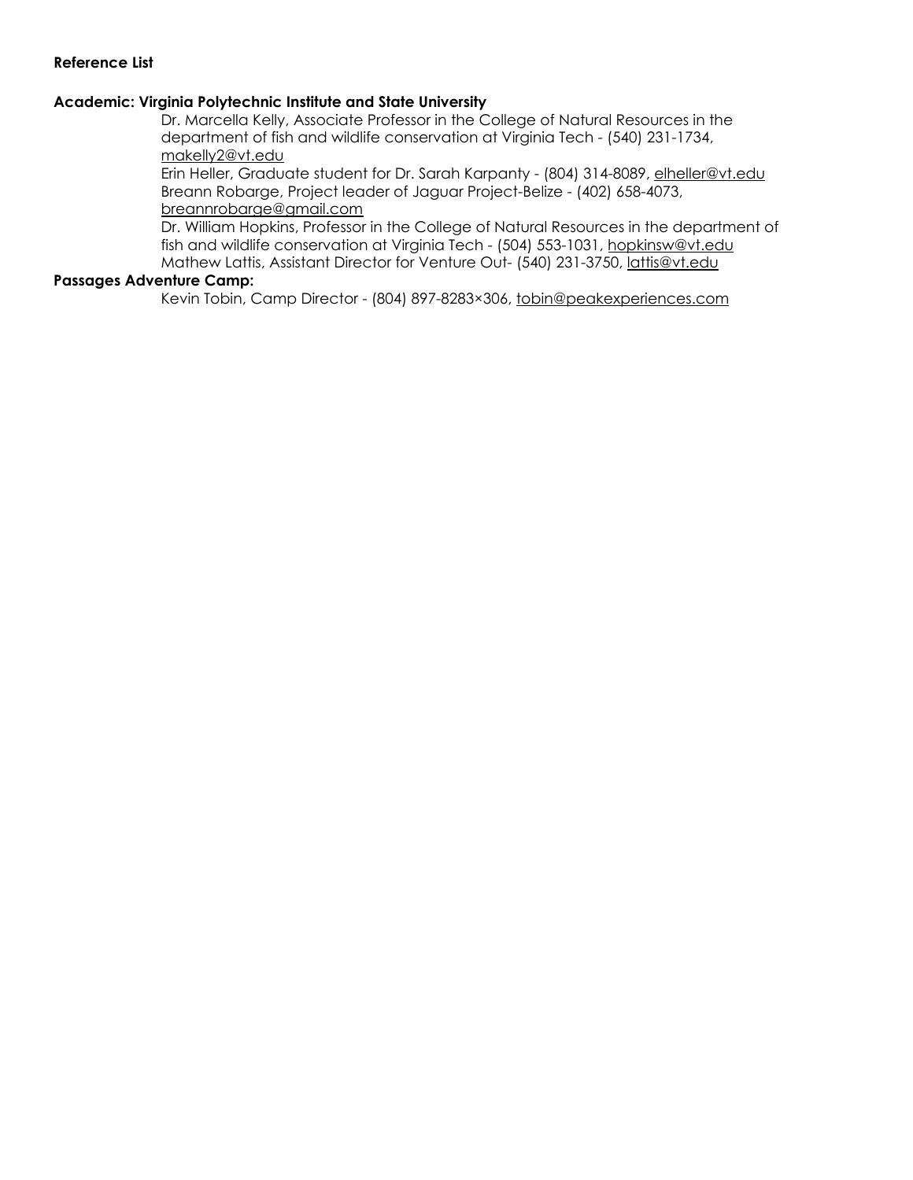**Reference List**

**Academic: Virginia Polytechnic Institute and State University**

Dr. Marcella Kelly, Associate Professor in the College of Natural Resources in the department of fish and wildlife conservation at Virginia Tech - (540) 231-1734, makelly2@vt.edu

Erin Heller, Graduate student for Dr. Sarah Karpanty - (804) 314-8089, elheller@vt.edu

Breann Robarge, Project leader of Jaguar Project-Belize - (402) 658-4073, breannrobarge@gmail.com

Dr. William Hopkins, Professor in the College of Natural Resources in the department of fish and wildlife conservation at Virginia Tech - (504) 553-1031, hopkinsw@vt.edu

Mathew Lattis, Assistant Director for Venture Out- (540) 231-3750, lattis@vt.edu

**Passages Adventure Camp:**

Kevin Tobin, Camp Director - (804) 897-8283×306, tobin@peakexperiences.com